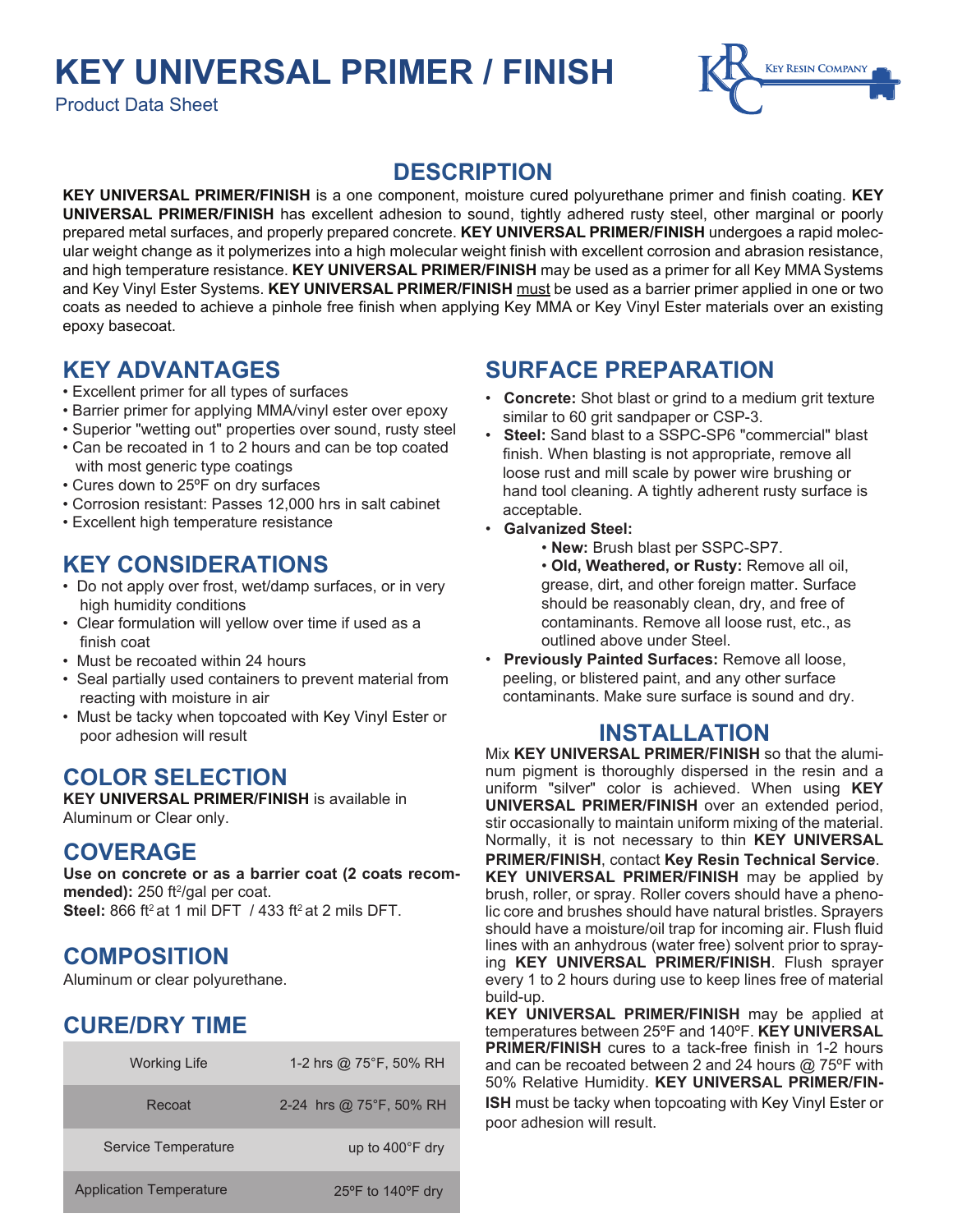# KEY UNIVERSAL PRIMER / FINISH

Product Data Sheet

## DESCRIPTION

**KEY UNIVERSAL PRIMER/FINISH** is a one component, moisture cured polyurethane primer and finish coating. **KEY UNIVERSAL PRIMER/FINISH** has excellent adhesion to sound, tightly adhered rusty steel, other marginal or poorly prepared metal surfaces, and properly prepared concrete. **KEY UNIVERSAL PRIMER/FINISH** undergoes a rapid molecular weight change as it polymerizes into a high molecular weight finish with excellent corrosion and abrasion resistance, and high temperature resistance. **KEY UNIVERSAL PRIMER/FINISH** may be used as a primer for all Key MMA Systems and Key Vinyl Ester Systems. **KEY UNIVERSAL PRIMER/FINISH** must be used as a barrier primer applied in one or two coats as needed to achieve a pinhole free finish when applying Key MMA or Key Vinyl Ester materials over an existing epoxy basecoat.

## KEY ADVANTAGES

- Excellent primer for all types of surfaces
- Barrier primer for applying MMA/vinyl ester over epoxy
- Superior "wetting out" properties over sound, rusty steel
- Can be recoated in 1 to 2 hours and can be top coated with most generic type coatings
- Cures down to 25ºF on dry surfaces
- Corrosion resistant: Passes 12,000 hrs in salt cabinet
- Excellent high temperature resistance

## KEY CONSIDERATIONS

- Do not apply over frost, wet/damp surfaces, or in very high humidity conditions
- Clear formulation will yellow over time if used as a finish coat
- Must be recoated within 24 hours
- Seal partially used containers to prevent material from reacting with moisture in air
- Must be tacky when topcoated with Key Vinyl Ester or poor adhesion will result

## COLOR SELECTION

**KEY UNIVERSAL PRIMER/FINISH** is available in Aluminum or Clear only.

## COVERAGE

**Use on concrete or as a barrier coat (2 coats recommended):** 250 ft²/gal per coat.
**Steel:** 866 ft² at 1 mil DFT / 433 ft² at 2 mils DFT.

## COMPOSITION

Aluminum or clear polyurethane.

## CURE/DRY TIME

| | |
|---|---|
| Working Life | 1-2 hrs @ 75°F, 50% RH |
| Recoat | 2-24 hrs @ 75°F, 50% RH |
| Service Temperature | up to 400°F dry |
| Application Temperature | 25ºF to 140ºF dry |

## SURFACE PREPARATION

- **Concrete:** Shot blast or grind to a medium grit texture similar to 60 grit sandpaper or CSP-3.
- **Steel:** Sand blast to a SSPC-SP6 "commercial" blast finish. When blasting is not appropriate, remove all loose rust and mill scale by power wire brushing or hand tool cleaning. A tightly adherent rusty surface is acceptable.
- **Galvanized Steel:**
  - **New:** Brush blast per SSPC-SP7.
  - **Old, Weathered, or Rusty:** Remove all oil, grease, dirt, and other foreign matter. Surface should be reasonably clean, dry, and free of contaminants. Remove all loose rust, etc., as outlined above under Steel.
- **Previously Painted Surfaces:** Remove all loose, peeling, or blistered paint, and any other surface contaminants. Make sure surface is sound and dry.

## INSTALLATION

Mix **KEY UNIVERSAL PRIMER/FINISH** so that the aluminum pigment is thoroughly dispersed in the resin and a uniform "silver" color is achieved. When using **KEY UNIVERSAL PRIMER/FINISH** over an extended period, stir occasionally to maintain uniform mixing of the material. Normally, it is not necessary to thin **KEY UNIVERSAL PRIMER/FINISH**, contact **Key Resin Technical Service**. **KEY UNIVERSAL PRIMER/FINISH** may be applied by brush, roller, or spray. Roller covers should have a phenolic core and brushes should have natural bristles. Sprayers should have a moisture/oil trap for incoming air. Flush fluid lines with an anhydrous (water free) solvent prior to spraying **KEY UNIVERSAL PRIMER/FINISH**. Flush sprayer every 1 to 2 hours during use to keep lines free of material build-up.

**KEY UNIVERSAL PRIMER/FINISH** may be applied at temperatures between 25ºF and 140ºF. **KEY UNIVERSAL PRIMER/FINISH** cures to a tack-free finish in 1-2 hours and can be recoated between 2 and 24 hours @ 75ºF with 50% Relative Humidity. **KEY UNIVERSAL PRIMER/FINISH** must be tacky when topcoating with Key Vinyl Ester or poor adhesion will result.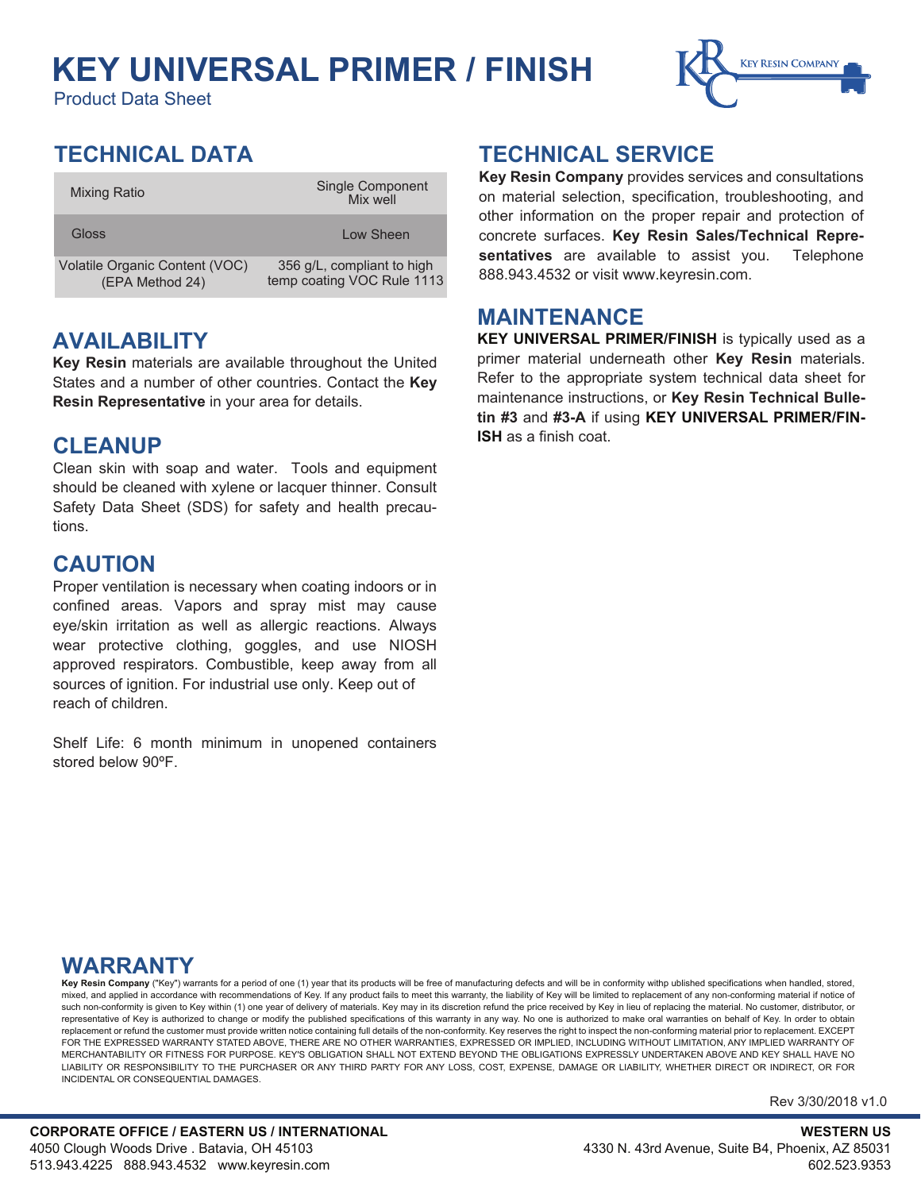# KEY UNIVERSAL PRIMER / FINISH

Product Data Sheet

## TECHNICAL DATA

| | |
|---|---|
| Mixing Ratio | Single Component Mix well |
| Gloss | Low Sheen |
| Volatile Organic Content (VOC) (EPA Method 24) | 356 g/L, compliant to high temp coating VOC Rule 1113 |

## AVAILABILITY

**Key Resin** materials are available throughout the United States and a number of other countries. Contact the **Key Resin Representative** in your area for details.

## CLEANUP

Clean skin with soap and water. Tools and equipment should be cleaned with xylene or lacquer thinner. Consult Safety Data Sheet (SDS) for safety and health precautions.

## CAUTION

Proper ventilation is necessary when coating indoors or in confined areas. Vapors and spray mist may cause eye/skin irritation as well as allergic reactions. Always wear protective clothing, goggles, and use NIOSH approved respirators. Combustible, keep away from all sources of ignition. For industrial use only. Keep out of reach of children.

Shelf Life: 6 month minimum in unopened containers stored below 90ºF.

## TECHNICAL SERVICE

**Key Resin Company** provides services and consultations on material selection, specification, troubleshooting, and other information on the proper repair and protection of concrete surfaces. **Key Resin Sales/Technical Representatives** are available to assist you. Telephone 888.943.4532 or visit www.keyresin.com.

## MAINTENANCE

**KEY UNIVERSAL PRIMER/FINISH** is typically used as a primer material underneath other **Key Resin** materials. Refer to the appropriate system technical data sheet for maintenance instructions, or **Key Resin Technical Bulletin #3** and **#3-A** if using **KEY UNIVERSAL PRIMER/FINISH** as a finish coat.

## WARRANTY

**Key Resin Company** ("Key") warrants for a period of one (1) year that its products will be free of manufacturing defects and will be in conformity withp ublished specifications when handled, stored, mixed, and applied in accordance with recommendations of Key. If any product fails to meet this warranty, the liability of Key will be limited to replacement of any non-conforming material if notice of such non-conformity is given to Key within (1) one year of delivery of materials. Key may in its discretion refund the price received by Key in lieu of replacing the material. No customer, distributor, or representative of Key is authorized to change or modify the published specifications of this warranty in any way. No one is authorized to make oral warranties on behalf of Key. In order to obtain replacement or refund the customer must provide written notice containing full details of the non-conformity. Key reserves the right to inspect the non-conforming material prior to replacement. EXCEPT FOR THE EXPRESSED WARRANTY STATED ABOVE, THERE ARE NO OTHER WARRANTIES, EXPRESSED OR IMPLIED, INCLUDING WITHOUT LIMITATION, ANY IMPLIED WARRANTY OF MERCHANTABILITY OR FITNESS FOR PURPOSE. KEY'S OBLIGATION SHALL NOT EXTEND BEYOND THE OBLIGATIONS EXPRESSLY UNDERTAKEN ABOVE AND KEY SHALL HAVE NO LIABILITY OR RESPONSIBILITY TO THE PURCHASER OR ANY THIRD PARTY FOR ANY LOSS, COST, EXPENSE, DAMAGE OR LIABILITY, WHETHER DIRECT OR INDIRECT, OR FOR INCIDENTAL OR CONSEQUENTIAL DAMAGES.

Rev 3/30/2018 v1.0

**CORPORATE OFFICE / EASTERN US / INTERNATIONAL**
4050 Clough Woods Drive . Batavia, OH 45103
513.943.4225 888.943.4532 www.keyresin.com

**WESTERN US**
4330 N. 43rd Avenue, Suite B4, Phoenix, AZ 85031
602.523.9353